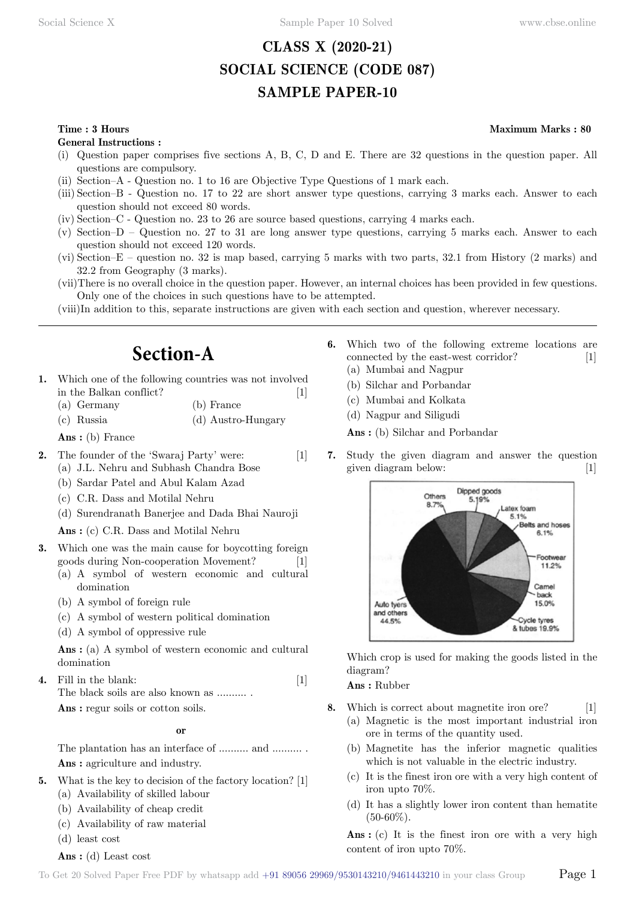# CLASS X (2020-21)
# SOCIAL SCIENCE (CODE 087)
# SAMPLE PAPER-10

**Time : 3 Hours** **Maximum Marks : 80**

**General Instructions :**

(i) Question paper comprises five sections A, B, C, D and E. There are 32 questions in the question paper. All questions are compulsory.

(ii) Section–A - Question no. 1 to 16 are Objective Type Questions of 1 mark each.

(iii) Section–B - Question no. 17 to 22 are short answer type questions, carrying 3 marks each. Answer to each question should not exceed 80 words.

(iv) Section–C - Question no. 23 to 26 are source based questions, carrying 4 marks each.

(v) Section–D – Question no. 27 to 31 are long answer type questions, carrying 5 marks each. Answer to each question should not exceed 120 words.

(vi) Section–E – question no. 32 is map based, carrying 5 marks with two parts, 32.1 from History (2 marks) and 32.2 from Geography (3 marks).

(vii) There is no overall choice in the question paper. However, an internal choices has been provided in few questions. Only one of the choices in such questions have to be attempted.

(viii) In addition to this, separate instructions are given with each section and question, wherever necessary.

## Section-A

**1.** Which one of the following countries was not involved in the Balkan conflict? [1]

(a) Germany
(b) France
(c) Russia
(d) Austro-Hungary

**Ans :** (b) France

**2.** The founder of the 'Swaraj Party' were: [1]

(a) J.L. Nehru and Subhash Chandra Bose
(b) Sardar Patel and Abul Kalam Azad
(c) C.R. Dass and Motilal Nehru
(d) Surendranath Banerjee and Dada Bhai Nauroji

**Ans :** (c) C.R. Dass and Motilal Nehru

**3.** Which one was the main cause for boycotting foreign goods during Non-cooperation Movement? [1]

(a) A symbol of western economic and cultural domination
(b) A symbol of foreign rule
(c) A symbol of western political domination
(d) A symbol of oppressive rule

**Ans :** (a) A symbol of western economic and cultural domination

**4.** Fill in the blank: [1]

The black soils are also known as .......... .

**Ans :** regur soils or cotton soils.

**or**

The plantation has an interface of .......... and .......... .

**Ans :** agriculture and industry.

**5.** What is the key to decision of the factory location? [1]

(a) Availability of skilled labour
(b) Availability of cheap credit
(c) Availability of raw material
(d) least cost

**Ans :** (d) Least cost

**6.** Which two of the following extreme locations are connected by the east-west corridor? [1]

(a) Mumbai and Nagpur
(b) Silchar and Porbandar
(c) Mumbai and Kolkata
(d) Nagpur and Siligudi

**Ans :** (b) Silchar and Porbandar

**7.** Study the given diagram and answer the question given diagram below: [1]

| Item | Share |
|---|---|
| Dipped goods | 5.19% |
| Latex foam | 5.1% |
| Belts and hoses | 6.1% |
| Footwear | 11.2% |
| Camel back | 15.0% |
| Cycle tyres & tubes | 19.9% |
| Auto tyers and others | 44.5% |
| Others | 8.7% |

Which crop is used for making the goods listed in the diagram?

**Ans :** Rubber

**8.** Which is correct about magnetite iron ore? [1]

(a) Magnetic is the most important industrial iron ore in terms of the quantity used.
(b) Magnetite has the inferior magnetic qualities which is not valuable in the electric industry.
(c) It is the finest iron ore with a very high content of iron upto 70%.
(d) It has a slightly lower iron content than hematite (50-60%).

**Ans :** (c) It is the finest iron ore with a very high content of iron upto 70%.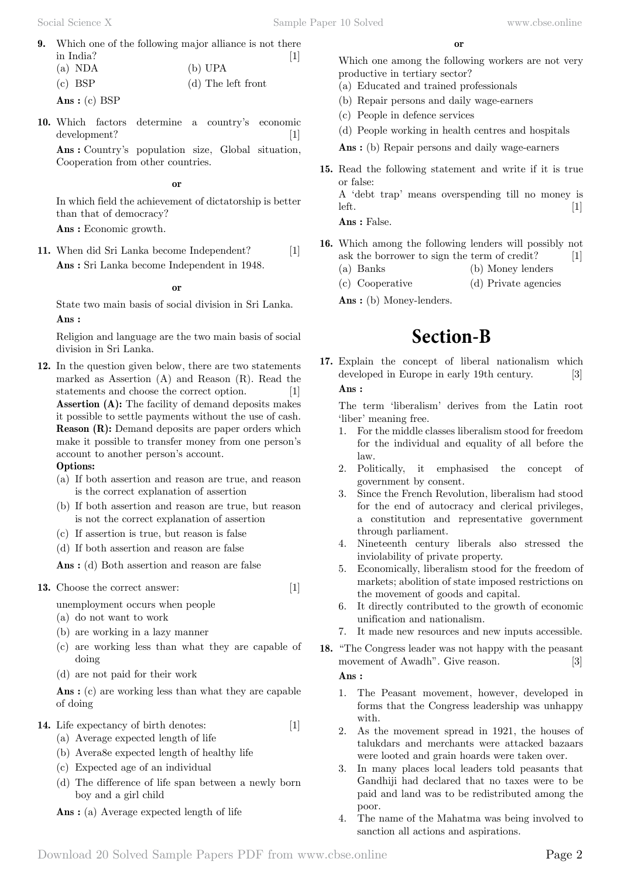**9.** Which one of the following major alliance is not there in India? [1]

(a) NDA (b) UPA

(c) BSP (d) The left front

**Ans :** (c) BSP

**10.** Which factors determine a country's economic development? [1]

**Ans :** Country's population size, Global situation, Cooperation from other countries.

**or**

In which field the achievement of dictatorship is better than that of democracy?

**Ans :** Economic growth.

**11.** When did Sri Lanka become Independent? [1]

**Ans :** Sri Lanka become Independent in 1948.

**or**

State two main basis of social division in Sri Lanka.

**Ans :**

Religion and language are the two main basis of social division in Sri Lanka.

**12.** In the question given below, there are two statements marked as Assertion (A) and Reason (R). Read the statements and choose the correct option. [1]

**Assertion (A):** The facility of demand deposits makes it possible to settle payments without the use of cash.

**Reason (R):** Demand deposits are paper orders which make it possible to transfer money from one person's account to another person's account.

**Options:**

(a) If both assertion and reason are true, and reason is the correct explanation of assertion

(b) If both assertion and reason are true, but reason is not the correct explanation of assertion

(c) If assertion is true, but reason is false

(d) If both assertion and reason are false

**Ans :** (d) Both assertion and reason are false

**13.** Choose the correct answer: [1]

unemployment occurs when people

(a) do not want to work

(b) are working in a lazy manner

(c) are working less than what they are capable of doing

(d) are not paid for their work

**Ans :** (c) are working less than what they are capable of doing

**14.** Life expectancy of birth denotes: [1]

(a) Average expected length of life

(b) Avera8e expected length of healthy life

(c) Expected age of an individual

(d) The difference of life span between a newly born boy and a girl child

**Ans :** (a) Average expected length of life

**or**

Which one among the following workers are not very productive in tertiary sector?

(a) Educated and trained professionals

(b) Repair persons and daily wage-earners

(c) People in defence services

(d) People working in health centres and hospitals

**Ans :** (b) Repair persons and daily wage-earners

**15.** Read the following statement and write if it is true or false:

A 'debt trap' means overspending till no money is left. [1]

**Ans :** False.

**16.** Which among the following lenders will possibly not ask the borrower to sign the term of credit? [1]

(a) Banks (b) Money lenders

(c) Cooperative (d) Private agencies

**Ans :** (b) Money-lenders.

# Section-B

**17.** Explain the concept of liberal nationalism which developed in Europe in early 19th century. [3]

**Ans :**

The term 'liberalism' derives from the Latin root 'liber' meaning free.

1. For the middle classes liberalism stood for freedom for the individual and equality of all before the law.
2. Politically, it emphasised the concept of government by consent.
3. Since the French Revolution, liberalism had stood for the end of autocracy and clerical privileges, a constitution and representative government through parliament.
4. Nineteenth century liberals also stressed the inviolability of private property.
5. Economically, liberalism stood for the freedom of markets; abolition of state imposed restrictions on the movement of goods and capital.
6. It directly contributed to the growth of economic unification and nationalism.
7. It made new resources and new inputs accessible.

**18.** "The Congress leader was not happy with the peasant movement of Awadh". Give reason. [3]

**Ans :**

1. The Peasant movement, however, developed in forms that the Congress leadership was unhappy with.
2. As the movement spread in 1921, the houses of talukdars and merchants were attacked bazaars were looted and grain hoards were taken over.
3. In many places local leaders told peasants that Gandhiji had declared that no taxes were to be paid and land was to be redistributed among the poor.
4. The name of the Mahatma was being involved to sanction all actions and aspirations.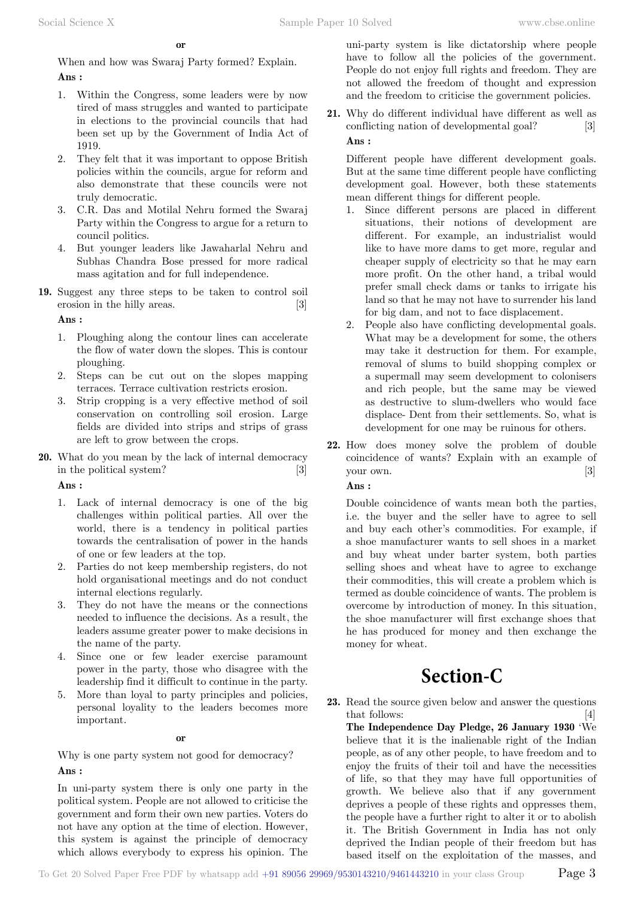**or**

When and how was Swaraj Party formed? Explain.

**Ans :**

1. Within the Congress, some leaders were by now tired of mass struggles and wanted to participate in elections to the provincial councils that had been set up by the Government of India Act of 1919.
2. They felt that it was important to oppose British policies within the councils, argue for reform and also demonstrate that these councils were not truly democratic.
3. C.R. Das and Motilal Nehru formed the Swaraj Party within the Congress to argue for a return to council politics.
4. But younger leaders like Jawaharlal Nehru and Subhas Chandra Bose pressed for more radical mass agitation and for full independence.

**19.** Suggest any three steps to be taken to control soil erosion in the hilly areas. [3]

**Ans :**

1. Ploughing along the contour lines can accelerate the flow of water down the slopes. This is contour ploughing.
2. Steps can be cut out on the slopes mapping terraces. Terrace cultivation restricts erosion.
3. Strip cropping is a very effective method of soil conservation on controlling soil erosion. Large fields are divided into strips and strips of grass are left to grow between the crops.

**20.** What do you mean by the lack of internal democracy in the political system? [3]

**Ans :**

1. Lack of internal democracy is one of the big challenges within political parties. All over the world, there is a tendency in political parties towards the centralisation of power in the hands of one or few leaders at the top.
2. Parties do not keep membership registers, do not hold organisational meetings and do not conduct internal elections regularly.
3. They do not have the means or the connections needed to influence the decisions. As a result, the leaders assume greater power to make decisions in the name of the party.
4. Since one or few leader exercise paramount power in the party, those who disagree with the leadership find it difficult to continue in the party.
5. More than loyal to party principles and policies, personal loyality to the leaders becomes more important.

**or**

Why is one party system not good for democracy?

**Ans :**

In uni-party system there is only one party in the political system. People are not allowed to criticise the government and form their own new parties. Voters do not have any option at the time of election. However, this system is against the principle of democracy which allows everybody to express his opinion. The uni-party system is like dictatorship where people have to follow all the policies of the government. People do not enjoy full rights and freedom. They are not allowed the freedom of thought and expression and the freedom to criticise the government policies.

**21.** Why do different individual have different as well as conflicting nation of developmental goal? [3]

**Ans :**

Different people have different development goals. But at the same time different people have conflicting development goal. However, both these statements mean different things for different people.

1. Since different persons are placed in different situations, their notions of development are different. For example, an industrialist would like to have more dams to get more, regular and cheaper supply of electricity so that he may earn more profit. On the other hand, a tribal would prefer small check dams or tanks to irrigate his land so that he may not have to surrender his land for big dam, and not to face displacement.
2. People also have conflicting developmental goals. What may be a development for some, the others may take it destruction for them. For example, removal of slums to build shopping complex or a supermall may seem development to colonisers and rich people, but the same may be viewed as destructive to slum-dwellers who would face displace- Dent from their settlements. So, what is development for one may be ruinous for others.

**22.** How does money solve the problem of double coincidence of wants? Explain with an example of your own. [3]

**Ans :**

Double coincidence of wants mean both the parties, i.e. the buyer and the seller have to agree to sell and buy each other's commodities. For example, if a shoe manufacturer wants to sell shoes in a market and buy wheat under barter system, both parties selling shoes and wheat have to agree to exchange their commodities, this will create a problem which is termed as double coincidence of wants. The problem is overcome by introduction of money. In this situation, the shoe manufacturer will first exchange shoes that he has produced for money and then exchange the money for wheat.

# Section-C

**23.** Read the source given below and answer the questions that follows: [4]

**The Independence Day Pledge, 26 January 1930** 'We believe that it is the inalienable right of the Indian people, as of any other people, to have freedom and to enjoy the fruits of their toil and have the necessities of life, so that they may have full opportunities of growth. We believe also that if any government deprives a people of these rights and oppresses them, the people have a further right to alter it or to abolish it. The British Government in India has not only deprived the Indian people of their freedom but has based itself on the exploitation of the masses, and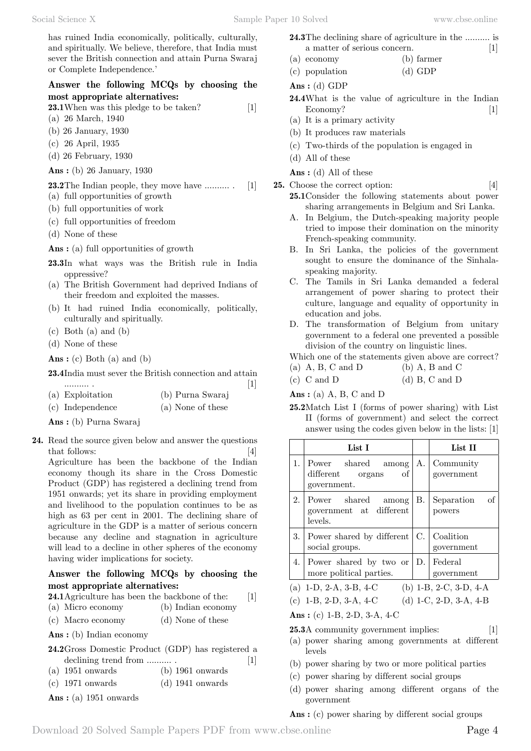has ruined India economically, politically, culturally, and spiritually. We believe, therefore, that India must sever the British connection and attain Purna Swaraj or Complete Independence.'

**Answer the following MCQs by choosing the most appropriate alternatives:**

**23.1** When was this pledge to be taken? [1]
(a) 26 March, 1940
(b) 26 January, 1930
(c) 26 April, 1935
(d) 26 February, 1930

**Ans :** (b) 26 January, 1930

**23.2** The Indian people, they move have .......... . [1]
(a) full opportunities of growth
(b) full opportunities of work
(c) full opportunities of freedom
(d) None of these

**Ans :** (a) full opportunities of growth

**23.3** In what ways was the British rule in India oppressive?
(a) The British Government had deprived Indians of their freedom and exploited the masses.
(b) It had ruined India economically, politically, culturally and spiritually.
(c) Both (a) and (b)
(d) None of these

**Ans :** (c) Both (a) and (b)

**23.4** India must sever the British connection and attain .......... . [1]
(a) Exploitation
(b) Purna Swaraj
(c) Independence
(a) None of these

**Ans :** (b) Purna Swaraj

**24.** Read the source given below and answer the questions that follows: [4]

Agriculture has been the backbone of the Indian economy though its share in the Cross Domestic Product (GDP) has registered a declining trend from 1951 onwards; yet its share in providing employment and livelihood to the population continues to be as high as 63 per cent in 2001. The declining share of agriculture in the GDP is a matter of serious concern because any decline and stagnation in agriculture will lead to a decline in other spheres of the economy having wider implications for society.

**Answer the following MCQs by choosing the most appropriate alternatives:**

**24.1** Agriculture has been the backbone of the: [1]
(a) Micro economy
(b) Indian economy
(c) Macro economy
(d) None of these

**Ans :** (b) Indian economy

**24.2** Gross Domestic Product (GDP) has registered a declining trend from .......... . [1]
(a) 1951 onwards
(b) 1961 onwards
(c) 1971 onwards
(d) 1941 onwards

**Ans :** (a) 1951 onwards

**24.3** The declining share of agriculture in the .......... is a matter of serious concern. [1]
(a) economy
(b) farmer
(c) population
(d) GDP

**Ans :** (d) GDP

**24.4** What is the value of agriculture in the Indian Economy? [1]
(a) It is a primary activity
(b) It produces raw materials
(c) Two-thirds of the population is engaged in
(d) All of these

**Ans :** (d) All of these

**25.** Choose the correct option: [4]

**25.1** Consider the following statements about power sharing arrangements in Belgium and Sri Lanka.

A. In Belgium, the Dutch-speaking majority people tried to impose their domination on the minority French-speaking community.
B. In Sri Lanka, the policies of the government sought to ensure the dominance of the Sinhala-speaking majority.
C. The Tamils in Sri Lanka demanded a federal arrangement of power sharing to protect their culture, language and equality of opportunity in education and jobs.
D. The transformation of Belgium from unitary government to a federal one prevented a possible division of the country on linguistic lines.

Which one of the statements given above are correct?
(a) A, B, C and D
(b) A, B and C
(c) C and D
(d) B, C and D

**Ans :** (a) A, B, C and D

**25.2** Match List I (forms of power sharing) with List II (forms of government) and select the correct answer using the codes given below in the lists: [1]

| | List I | | List II |
|---|---|---|---|
| 1. | Power shared among different organs of government. | A. | Community government |
| 2. | Power shared among government at different levels. | B. | Separation of powers |
| 3. | Power shared by different social groups. | C. | Coalition government |
| 4. | Power shared by two or more political parties. | D. | Federal government |

(a) 1-D, 2-A, 3-B, 4-C
(b) 1-B, 2-C, 3-D, 4-A
(c) 1-B, 2-D, 3-A, 4-C
(d) 1-C, 2-D, 3-A, 4-B

**Ans :** (c) 1-B, 2-D, 3-A, 4-C

**25.3** A community government implies: [1]
(a) power sharing among governments at different levels
(b) power sharing by two or more political parties
(c) power sharing by different social groups
(d) power sharing among different organs of the government

**Ans :** (c) power sharing by different social groups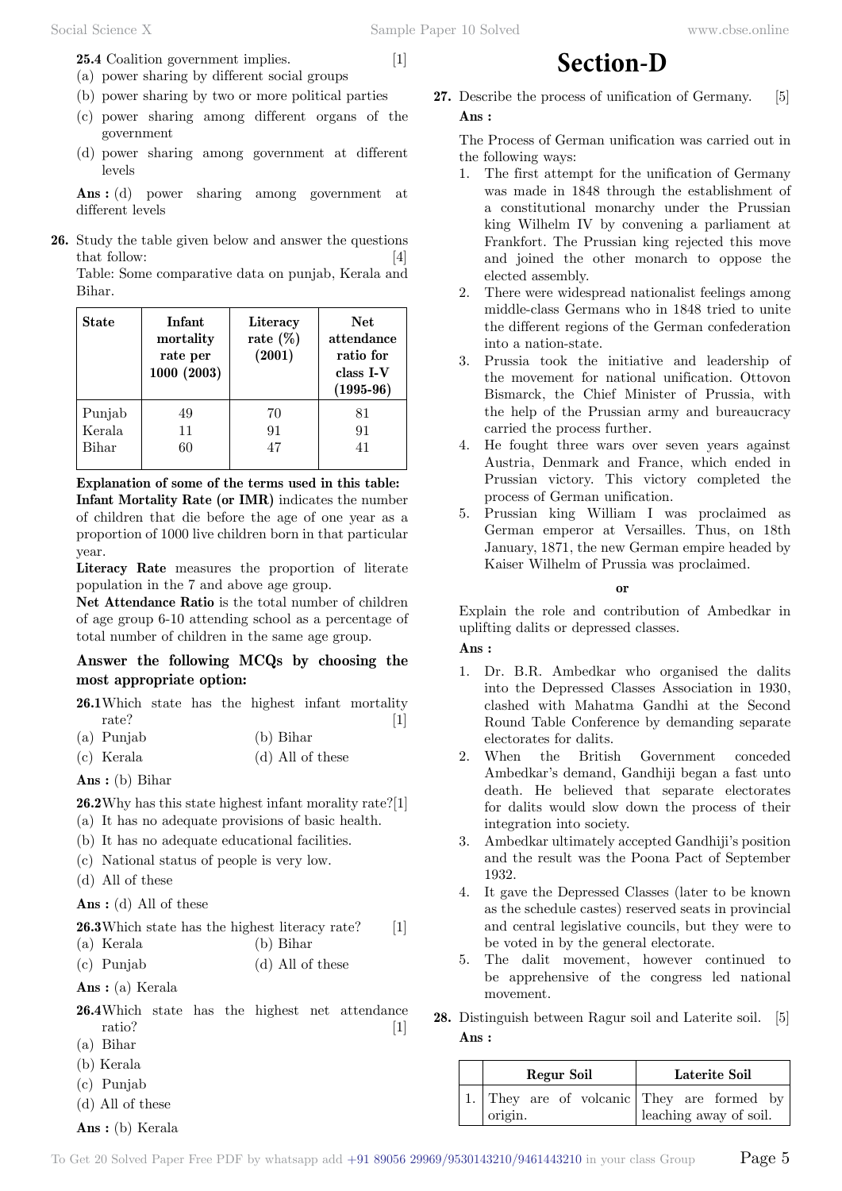**25.4** Coalition government implies. [1]

(a) power sharing by different social groups

(b) power sharing by two or more political parties

(c) power sharing among different organs of the government

(d) power sharing among government at different levels

**Ans :** (d) power sharing among government at different levels

**26.** Study the table given below and answer the questions that follow: [4]

Table: Some comparative data on punjab, Kerala and Bihar.

| State | Infant mortality rate per 1000 (2003) | Literacy rate (%) (2001) | Net attendance ratio for class I-V (1995-96) |
|---|---|---|---|
| Punjab | 49 | 70 | 81 |
| Kerala | 11 | 91 | 91 |
| Bihar | 60 | 47 | 41 |

**Explanation of some of the terms used in this table:**

**Infant Mortality Rate (or IMR)** indicates the number of children that die before the age of one year as a proportion of 1000 live children born in that particular year.

**Literacy Rate** measures the proportion of literate population in the 7 and above age group.

**Net Attendance Ratio** is the total number of children of age group 6-10 attending school as a percentage of total number of children in the same age group.

### Answer the following MCQs by choosing the most appropriate option:

**26.1** Which state has the highest infant mortality rate? [1]

(a) Punjab (b) Bihar

(c) Kerala (d) All of these

**Ans :** (b) Bihar

**26.2** Why has this state highest infant morality rate? [1]

(a) It has no adequate provisions of basic health.

(b) It has no adequate educational facilities.

(c) National status of people is very low.

(d) All of these

**Ans :** (d) All of these

**26.3** Which state has the highest literacy rate? [1]

(a) Kerala (b) Bihar

(c) Punjab (d) All of these

**Ans :** (a) Kerala

**26.4** Which state has the highest net attendance ratio? [1]

(a) Bihar

(b) Kerala

(c) Punjab

(d) All of these

**Ans :** (b) Kerala

# Section-D

**27.** Describe the process of unification of Germany. [5]

**Ans :**

The Process of German unification was carried out in the following ways:

1. The first attempt for the unification of Germany was made in 1848 through the establishment of a constitutional monarchy under the Prussian king Wilhelm IV by convening a parliament at Frankfort. The Prussian king rejected this move and joined the other monarch to oppose the elected assembly.
2. There were widespread nationalist feelings among middle-class Germans who in 1848 tried to unite the different regions of the German confederation into a nation-state.
3. Prussia took the initiative and leadership of the movement for national unification. Ottovon Bismarck, the Chief Minister of Prussia, with the help of the Prussian army and bureaucracy carried the process further.
4. He fought three wars over seven years against Austria, Denmark and France, which ended in Prussian victory. This victory completed the process of German unification.
5. Prussian king William I was proclaimed as German emperor at Versailles. Thus, on 18th January, 1871, the new German empire headed by Kaiser Wilhelm of Prussia was proclaimed.

**or**

Explain the role and contribution of Ambedkar in uplifting dalits or depressed classes.

**Ans :**

1. Dr. B.R. Ambedkar who organised the dalits into the Depressed Classes Association in 1930, clashed with Mahatma Gandhi at the Second Round Table Conference by demanding separate electorates for dalits.
2. When the British Government conceded Ambedkar's demand, Gandhiji began a fast unto death. He believed that separate electorates for dalits would slow down the process of their integration into society.
3. Ambedkar ultimately accepted Gandhiji's position and the result was the Poona Pact of September 1932.
4. It gave the Depressed Classes (later to be known as the schedule castes) reserved seats in provincial and central legislative councils, but they were to be voted in by the general electorate.
5. The dalit movement, however continued to be apprehensive of the congress led national movement.

**28.** Distinguish between Ragur soil and Laterite soil. [5]

**Ans :**

| | Regur Soil | Laterite Soil |
|---|---|---|
| 1. | They are of volcanic origin. | They are formed by leaching away of soil. |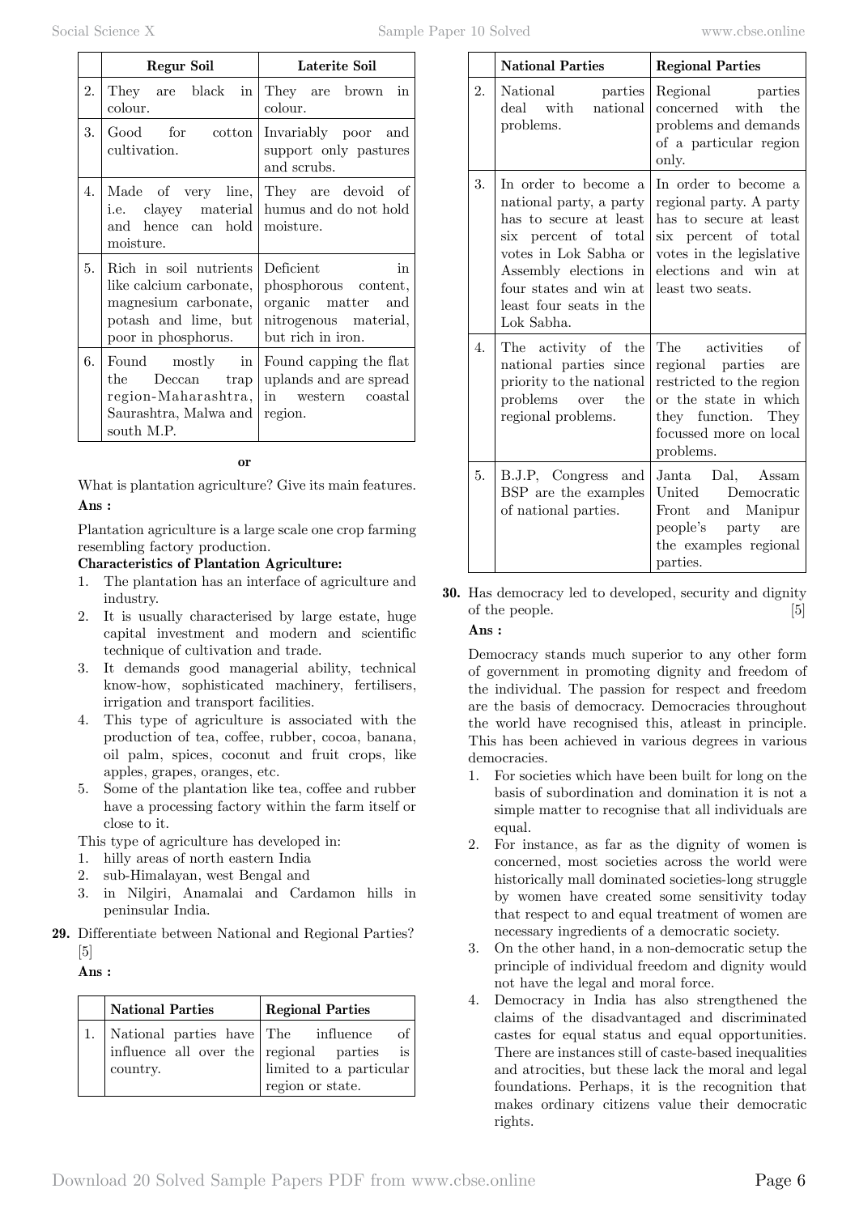|  | Regur Soil | Laterite Soil |
|---|---|---|
| 2. | They are black in colour. | They are brown in colour. |
| 3. | Good for cotton cultivation. | Invariably poor and support only pastures and scrubs. |
| 4. | Made of very line, i.e. clayey material and hence can hold moisture. | They are devoid of humus and do not hold moisture. |
| 5. | Rich in soil nutrients like calcium carbonate, magnesium carbonate, potash and lime, but poor in phosphorus. | Deficient in phosphorous content, organic matter and nitrogenous material, but rich in iron. |
| 6. | Found mostly in the Deccan trap region-Maharashtra, Saurashtra, Malwa and south M.P. | Found capping the flat uplands and are spread in western coastal region. |

**or**

What is plantation agriculture? Give its main features.

**Ans :**

Plantation agriculture is a large scale one crop farming resembling factory production.

**Characteristics of Plantation Agriculture:**

1. The plantation has an interface of agriculture and industry.
2. It is usually characterised by large estate, huge capital investment and modern and scientific technique of cultivation and trade.
3. It demands good managerial ability, technical know-how, sophisticated machinery, fertilisers, irrigation and transport facilities.
4. This type of agriculture is associated with the production of tea, coffee, rubber, cocoa, banana, oil palm, spices, coconut and fruit crops, like apples, grapes, oranges, etc.
5. Some of the plantation like tea, coffee and rubber have a processing factory within the farm itself or close to it.

This type of agriculture has developed in:

1. hilly areas of north eastern India
2. sub-Himalayan, west Bengal and
3. in Nilgiri, Anamalai and Cardamon hills in peninsular India.

**29.** Differentiate between National and Regional Parties? [5]

**Ans :**

|  | National Parties | Regional Parties |
|---|---|---|
| 1. | National parties have influence all over the country. | The influence of regional parties is limited to a particular region or state. |
| 2. | National parties deal with national problems. | Regional parties concerned with the problems and demands of a particular region only. |
| 3. | In order to become a national party, a party has to secure at least six percent of total votes in Lok Sabha or Assembly elections in four states and win at least four seats in the Lok Sabha. | In order to become a regional party. A party has to secure at least six percent of total votes in the legislative elections and win at least two seats. |
| 4. | The activity of the national parties since priority to the national problems over the regional problems. | The activities of regional parties are restricted to the region or the state in which they function. They focussed more on local problems. |
| 5. | B.J.P, Congress and BSP are the examples of national parties. | Janta Dal, Assam United Democratic Front and Manipur people's party are the examples regional parties. |

**30.** Has democracy led to developed, security and dignity of the people. [5]

**Ans :**

Democracy stands much superior to any other form of government in promoting dignity and freedom of the individual. The passion for respect and freedom are the basis of democracy. Democracies throughout the world have recognised this, atleast in principle. This has been achieved in various degrees in various democracies.

1. For societies which have been built for long on the basis of subordination and domination it is not a simple matter to recognise that all individuals are equal.
2. For instance, as far as the dignity of women is concerned, most societies across the world were historically mall dominated societies-long struggle by women have created some sensitivity today that respect to and equal treatment of women are necessary ingredients of a democratic society.
3. On the other hand, in a non-democratic setup the principle of individual freedom and dignity would not have the legal and moral force.
4. Democracy in India has also strengthened the claims of the disadvantaged and discriminated castes for equal status and equal opportunities. There are instances still of caste-based inequalities and atrocities, but these lack the moral and legal foundations. Perhaps, it is the recognition that makes ordinary citizens value their democratic rights.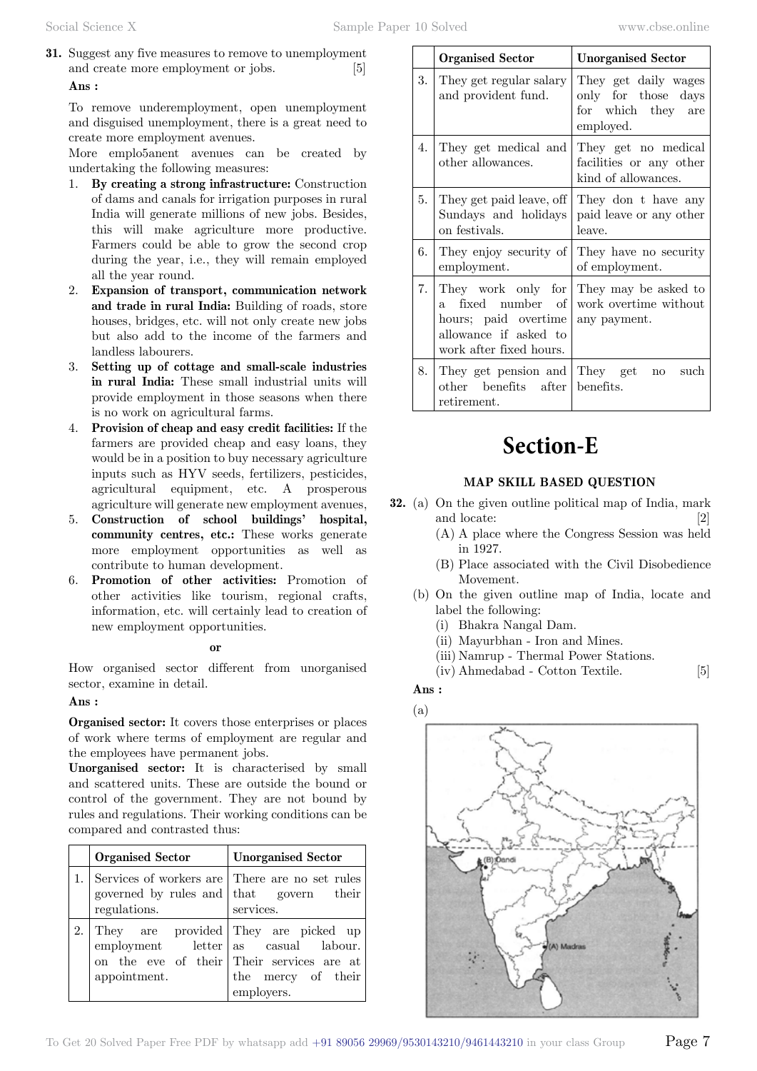**31.** Suggest any five measures to remove to unemployment and create more employment or jobs. [5]

**Ans :**

To remove underemployment, open unemployment and disguised unemployment, there is a great need to create more employment avenues.

More emplo5anent avenues can be created by undertaking the following measures:

1. **By creating a strong infrastructure:** Construction of dams and canals for irrigation purposes in rural India will generate millions of new jobs. Besides, this will make agriculture more productive. Farmers could be able to grow the second crop during the year, i.e., they will remain employed all the year round.
2. **Expansion of transport, communication network and trade in rural India:** Building of roads, store houses, bridges, etc. will not only create new jobs but also add to the income of the farmers and landless labourers.
3. **Setting up of cottage and small-scale industries in rural India:** These small industrial units will provide employment in those seasons when there is no work on agricultural farms.
4. **Provision of cheap and easy credit facilities:** If the farmers are provided cheap and easy loans, they would be in a position to buy necessary agriculture inputs such as HYV seeds, fertilizers, pesticides, agricultural equipment, etc. A prosperous agriculture will generate new employment avenues,
5. **Construction of school buildings' hospital, community centres, etc.:** These works generate more employment opportunities as well as contribute to human development.
6. **Promotion of other activities:** Promotion of other activities like tourism, regional crafts, information, etc. will certainly lead to creation of new employment opportunities.

**or**

How organised sector different from unorganised sector, examine in detail.

**Ans :**

**Organised sector:** It covers those enterprises or places of work where terms of employment are regular and the employees have permanent jobs.

**Unorganised sector:** It is characterised by small and scattered units. These are outside the bound or control of the government. They are not bound by rules and regulations. Their working conditions can be compared and contrasted thus:

| | **Organised Sector** | **Unorganised Sector** |
|---|---|---|
| 1. | Services of workers are governed by rules and regulations. | There are no set rules that govern their services. |
| 2. | They are provided employment letter on the eve of their appointment. | They are picked up as casual labour. Their services are at the mercy of their employers. |
| 3. | They get regular salary and provident fund. | They get daily wages only for those days for which they are employed. |
| 4. | They get medical and other allowances. | They get no medical facilities or any other kind of allowances. |
| 5. | They get paid leave, off Sundays and holidays on festivals. | They don t have any paid leave or any other leave. |
| 6. | They enjoy security of employment. | They have no security of employment. |
| 7. | They work only for a fixed number of hours; paid overtime allowance if asked to work after fixed hours. | They may be asked to work overtime without any payment. |
| 8. | They get pension and other benefits after retirement. | They get no such benefits. |

# Section-E

### MAP SKILL BASED QUESTION

**32.** (a) On the given outline political map of India, mark and locate: [2]

(A) A place where the Congress Session was held in 1927.

(B) Place associated with the Civil Disobedience Movement.

(b) On the given outline map of India, locate and label the following:

(i) Bhakra Nangal Dam.

(ii) Mayurbhan - Iron and Mines.

(iii) Namrup - Thermal Power Stations.

(iv) Ahmedabad - Cotton Textile. [5]

**Ans :**

(a)

(B) Dandi

(A) Madras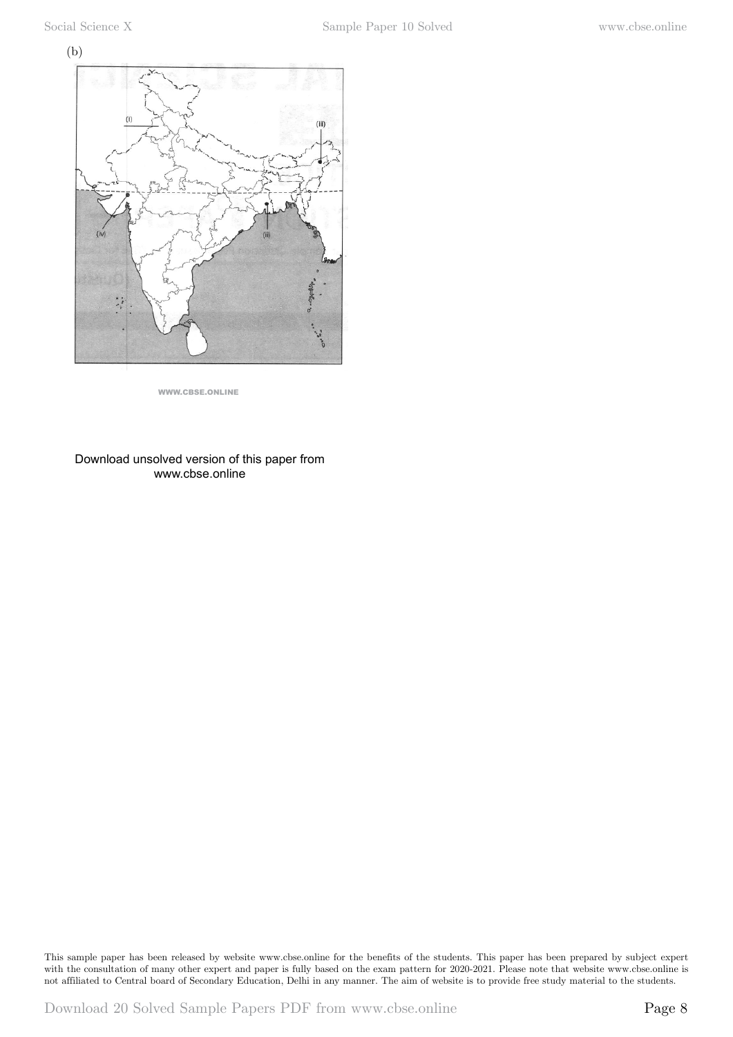(b)

(i)

(iii)

(ii)

(iv)

WWW.CBSE.ONLINE

Download unsolved version of this paper from www.cbse.online

This sample paper has been released by website www.cbse.online for the benefits of the students. This paper has been prepared by subject expert with the consultation of many other expert and paper is fully based on the exam pattern for 2020-2021. Please note that website www.cbse.online is not affiliated to Central board of Secondary Education, Delhi in any manner. The aim of website is to provide free study material to the students.